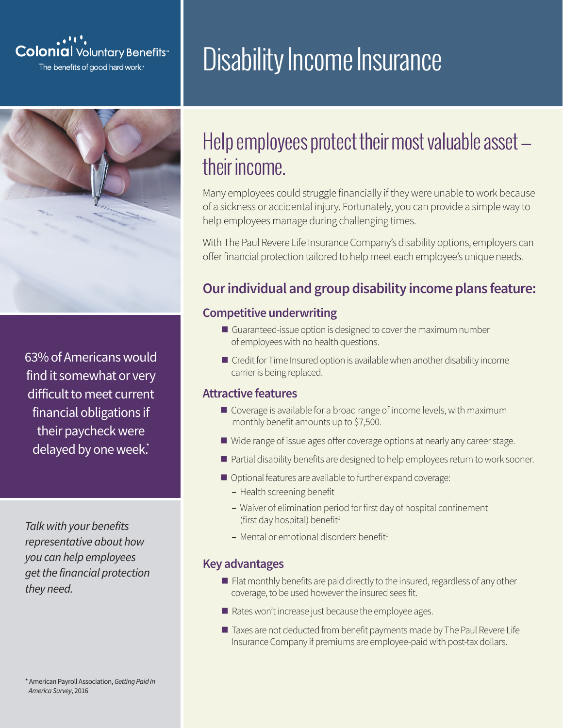Colonial Voluntary Benefits™
The benefits of good hard work.®

# Disability Income Insurance

63% of Americans would find it somewhat or very difficult to meet current financial obligations if their paycheck were delayed by one week.*

*Talk with your benefits representative about how you can help employees get the financial protection they need.*

## Help employees protect their most valuable asset – their income.

Many employees could struggle financially if they were unable to work because of a sickness or accidental injury. Fortunately, you can provide a simple way to help employees manage during challenging times.

With The Paul Revere Life Insurance Company's disability options, employers can offer financial protection tailored to help meet each employee's unique needs.

### Our individual and group disability income plans feature:

#### Competitive underwriting

- Guaranteed-issue option is designed to cover the maximum number of employees with no health questions.
- Credit for Time Insured option is available when another disability income carrier is being replaced.

#### Attractive features

- Coverage is available for a broad range of income levels, with maximum monthly benefit amounts up to $7,500.
- Wide range of issue ages offer coverage options at nearly any career stage.
- Partial disability benefits are designed to help employees return to work sooner.
- Optional features are available to further expand coverage:
  - Health screening benefit
  - Waiver of elimination period for first day of hospital confinement (first day hospital) benefit[1]
  - Mental or emotional disorders benefit[1]

#### Key advantages

- Flat monthly benefits are paid directly to the insured, regardless of any other coverage, to be used however the insured sees fit.
- Rates won't increase just because the employee ages.
- Taxes are not deducted from benefit payments made by The Paul Revere Life Insurance Company if premiums are employee-paid with post-tax dollars.

\* American Payroll Association, *Getting Paid In America Survey*, 2016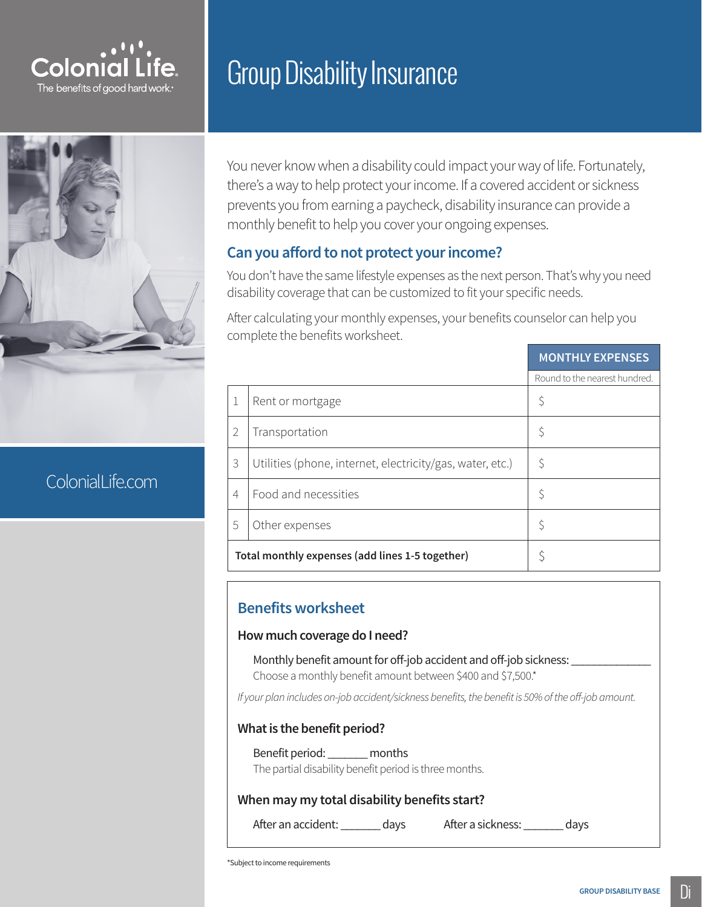# Group Disability Insurance

ColonialLife.com

You never know when a disability could impact your way of life. Fortunately, there's a way to help protect your income. If a covered accident or sickness prevents you from earning a paycheck, disability insurance can provide a monthly benefit to help you cover your ongoing expenses.

## Can you afford to not protect your income?

You don't have the same lifestyle expenses as the next person. That's why you need disability coverage that can be customized to fit your specific needs.

After calculating your monthly expenses, your benefits counselor can help you complete the benefits worksheet.

| | | MONTHLY EXPENSES<br>Round to the nearest hundred. |
|---|---|---|
| 1 | Rent or mortgage | $ |
| 2 | Transportation | $ |
| 3 | Utilities (phone, internet, electricity/gas, water, etc.) | $ |
| 4 | Food and necessities | $ |
| 5 | Other expenses | $ |
| **Total monthly expenses (add lines 1-5 together)** | | $ |

## Benefits worksheet

### How much coverage do I need?

Monthly benefit amount for off-job accident and off-job sickness: _____________
Choose a monthly benefit amount between $400 and $7,500.*

*If your plan includes on-job accident/sickness benefits, the benefit is 50% of the off-job amount.*

### What is the benefit period?

Benefit period: _______ months
The partial disability benefit period is three months.

### When may my total disability benefits start?

After an accident: _______ days After a sickness: _______ days

*Subject to income requirements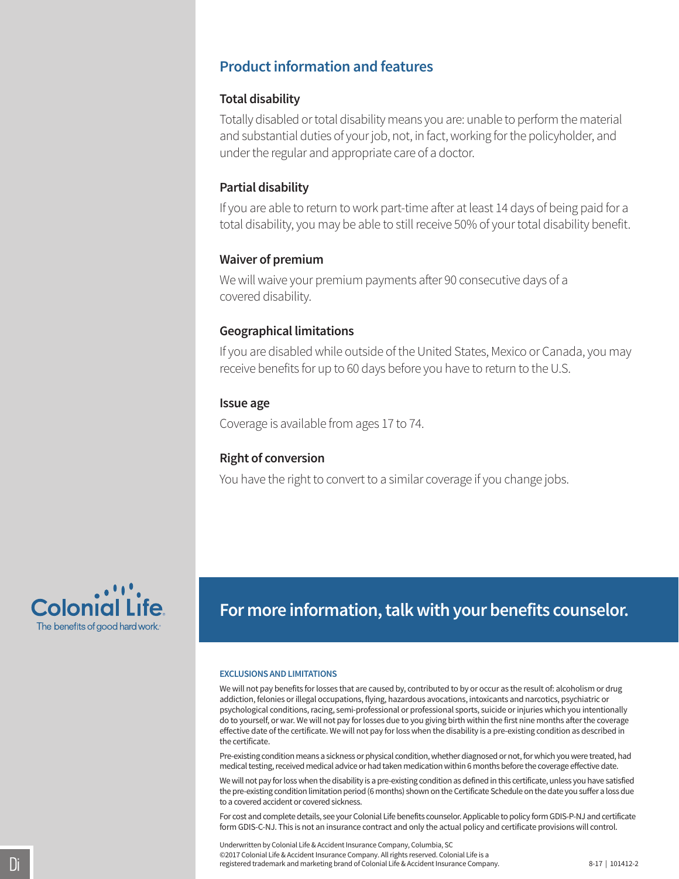## Product information and features

### Total disability

Totally disabled or total disability means you are: unable to perform the material and substantial duties of your job, not, in fact, working for the policyholder, and under the regular and appropriate care of a doctor.

### Partial disability

If you are able to return to work part-time after at least 14 days of being paid for a total disability, you may be able to still receive 50% of your total disability benefit.

### Waiver of premium

We will waive your premium payments after 90 consecutive days of a covered disability.

### Geographical limitations

If you are disabled while outside of the United States, Mexico or Canada, you may receive benefits for up to 60 days before you have to return to the U.S.

### Issue age

Coverage is available from ages 17 to 74.

### Right of conversion

You have the right to convert to a similar coverage if you change jobs.

Colonial Life
The benefits of good hard work.

## For more information, talk with your benefits counselor.

**EXCLUSIONS AND LIMITATIONS**

We will not pay benefits for losses that are caused by, contributed to by or occur as the result of: alcoholism or drug addiction, felonies or illegal occupations, flying, hazardous avocations, intoxicants and narcotics, psychiatric or psychological conditions, racing, semi-professional or professional sports, suicide or injuries which you intentionally do to yourself, or war. We will not pay for losses due to you giving birth within the first nine months after the coverage effective date of the certificate. We will not pay for loss when the disability is a pre-existing condition as described in the certificate.

Pre-existing condition means a sickness or physical condition, whether diagnosed or not, for which you were treated, had medical testing, received medical advice or had taken medication within 6 months before the coverage effective date.

We will not pay for loss when the disability is a pre-existing condition as defined in this certificate, unless you have satisfied the pre-existing condition limitation period (6 months) shown on the Certificate Schedule on the date you suffer a loss due to a covered accident or covered sickness.

For cost and complete details, see your Colonial Life benefits counselor. Applicable to policy form GDIS-P-NJ and certificate form GDIS-C-NJ. This is not an insurance contract and only the actual policy and certificate provisions will control.

Underwritten by Colonial Life & Accident Insurance Company, Columbia, SC
©2017 Colonial Life & Accident Insurance Company. All rights reserved. Colonial Life is a registered trademark and marketing brand of Colonial Life & Accident Insurance Company.

8-17 | 101412-2

Di